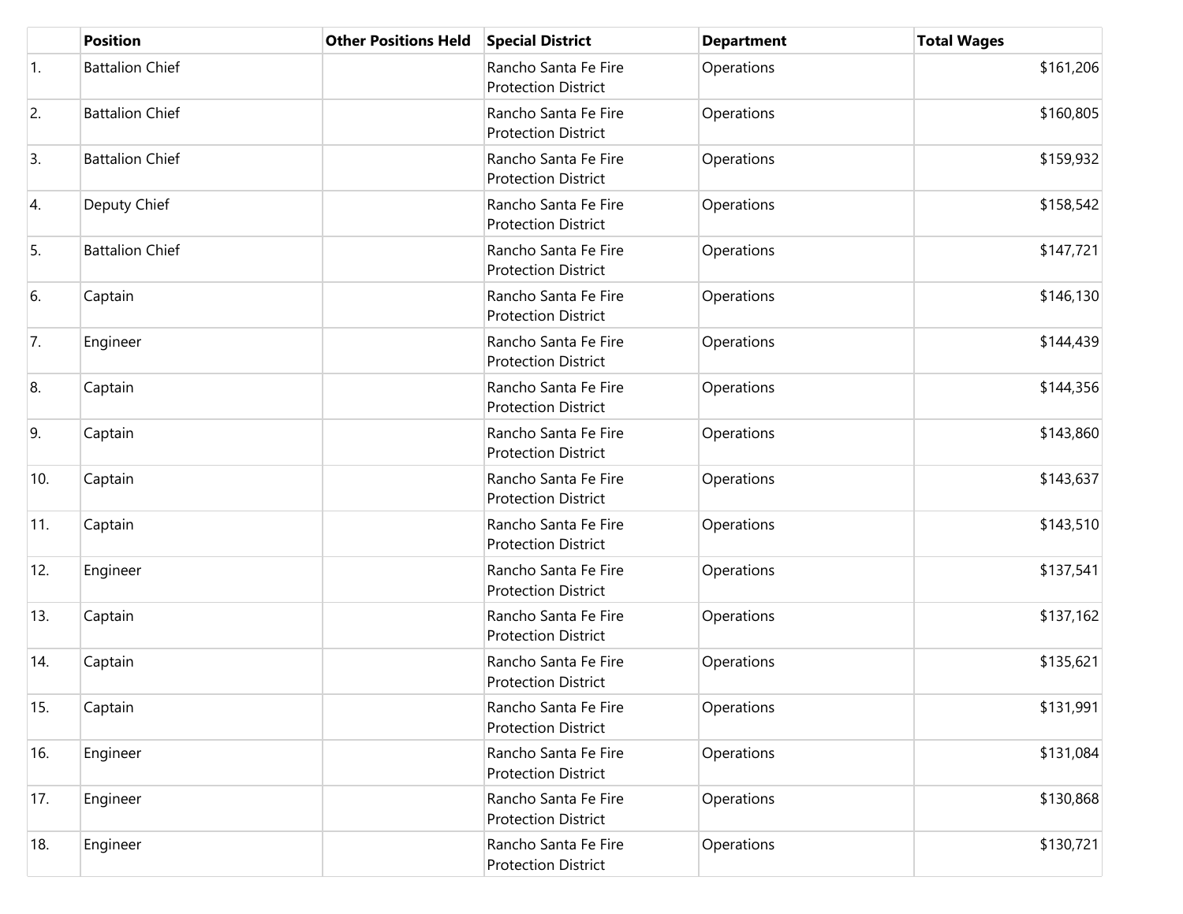| | Position | Other Positions Held | Special District | Department | Total Wages |
|---|---|---|---|---|---|
| 1. | Battalion Chief | | Rancho Santa Fe Fire Protection District | Operations | $161,206 |
| 2. | Battalion Chief | | Rancho Santa Fe Fire Protection District | Operations | $160,805 |
| 3. | Battalion Chief | | Rancho Santa Fe Fire Protection District | Operations | $159,932 |
| 4. | Deputy Chief | | Rancho Santa Fe Fire Protection District | Operations | $158,542 |
| 5. | Battalion Chief | | Rancho Santa Fe Fire Protection District | Operations | $147,721 |
| 6. | Captain | | Rancho Santa Fe Fire Protection District | Operations | $146,130 |
| 7. | Engineer | | Rancho Santa Fe Fire Protection District | Operations | $144,439 |
| 8. | Captain | | Rancho Santa Fe Fire Protection District | Operations | $144,356 |
| 9. | Captain | | Rancho Santa Fe Fire Protection District | Operations | $143,860 |
| 10. | Captain | | Rancho Santa Fe Fire Protection District | Operations | $143,637 |
| 11. | Captain | | Rancho Santa Fe Fire Protection District | Operations | $143,510 |
| 12. | Engineer | | Rancho Santa Fe Fire Protection District | Operations | $137,541 |
| 13. | Captain | | Rancho Santa Fe Fire Protection District | Operations | $137,162 |
| 14. | Captain | | Rancho Santa Fe Fire Protection District | Operations | $135,621 |
| 15. | Captain | | Rancho Santa Fe Fire Protection District | Operations | $131,991 |
| 16. | Engineer | | Rancho Santa Fe Fire Protection District | Operations | $131,084 |
| 17. | Engineer | | Rancho Santa Fe Fire Protection District | Operations | $130,868 |
| 18. | Engineer | | Rancho Santa Fe Fire Protection District | Operations | $130,721 |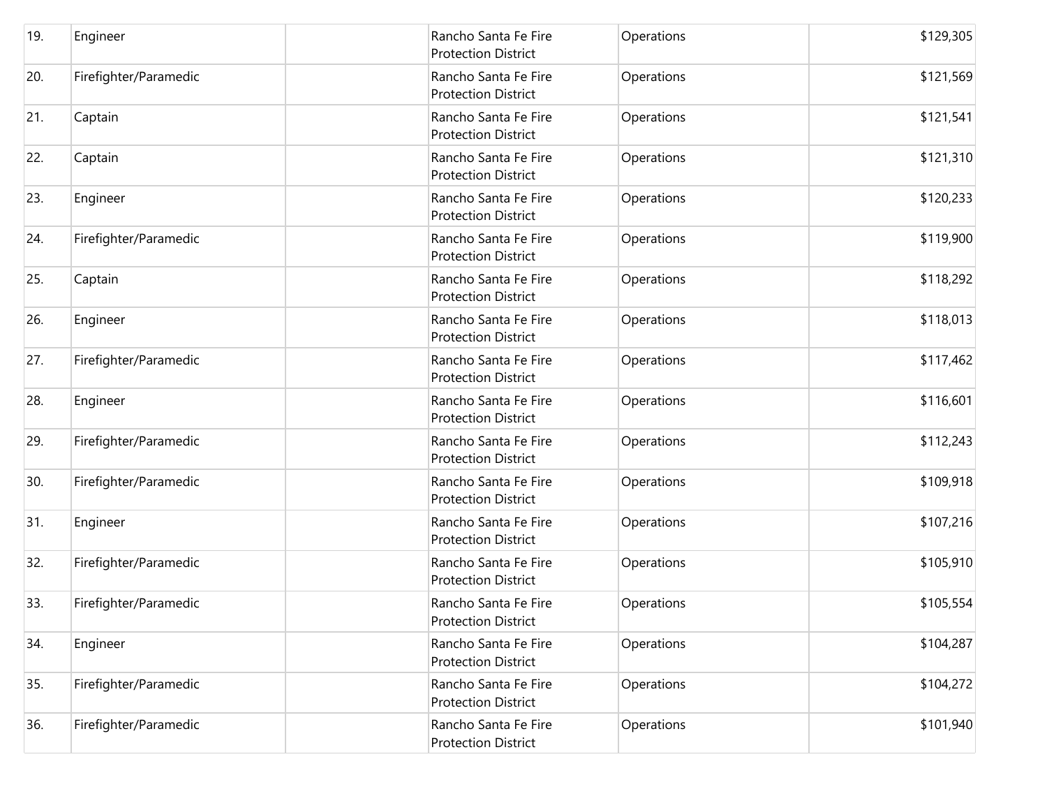| | | | | | |
|---|---|---|---|---|---|
| 19. | Engineer | | Rancho Santa Fe Fire Protection District | Operations | $129,305 |
| 20. | Firefighter/Paramedic | | Rancho Santa Fe Fire Protection District | Operations | $121,569 |
| 21. | Captain | | Rancho Santa Fe Fire Protection District | Operations | $121,541 |
| 22. | Captain | | Rancho Santa Fe Fire Protection District | Operations | $121,310 |
| 23. | Engineer | | Rancho Santa Fe Fire Protection District | Operations | $120,233 |
| 24. | Firefighter/Paramedic | | Rancho Santa Fe Fire Protection District | Operations | $119,900 |
| 25. | Captain | | Rancho Santa Fe Fire Protection District | Operations | $118,292 |
| 26. | Engineer | | Rancho Santa Fe Fire Protection District | Operations | $118,013 |
| 27. | Firefighter/Paramedic | | Rancho Santa Fe Fire Protection District | Operations | $117,462 |
| 28. | Engineer | | Rancho Santa Fe Fire Protection District | Operations | $116,601 |
| 29. | Firefighter/Paramedic | | Rancho Santa Fe Fire Protection District | Operations | $112,243 |
| 30. | Firefighter/Paramedic | | Rancho Santa Fe Fire Protection District | Operations | $109,918 |
| 31. | Engineer | | Rancho Santa Fe Fire Protection District | Operations | $107,216 |
| 32. | Firefighter/Paramedic | | Rancho Santa Fe Fire Protection District | Operations | $105,910 |
| 33. | Firefighter/Paramedic | | Rancho Santa Fe Fire Protection District | Operations | $105,554 |
| 34. | Engineer | | Rancho Santa Fe Fire Protection District | Operations | $104,287 |
| 35. | Firefighter/Paramedic | | Rancho Santa Fe Fire Protection District | Operations | $104,272 |
| 36. | Firefighter/Paramedic | | Rancho Santa Fe Fire Protection District | Operations | $101,940 |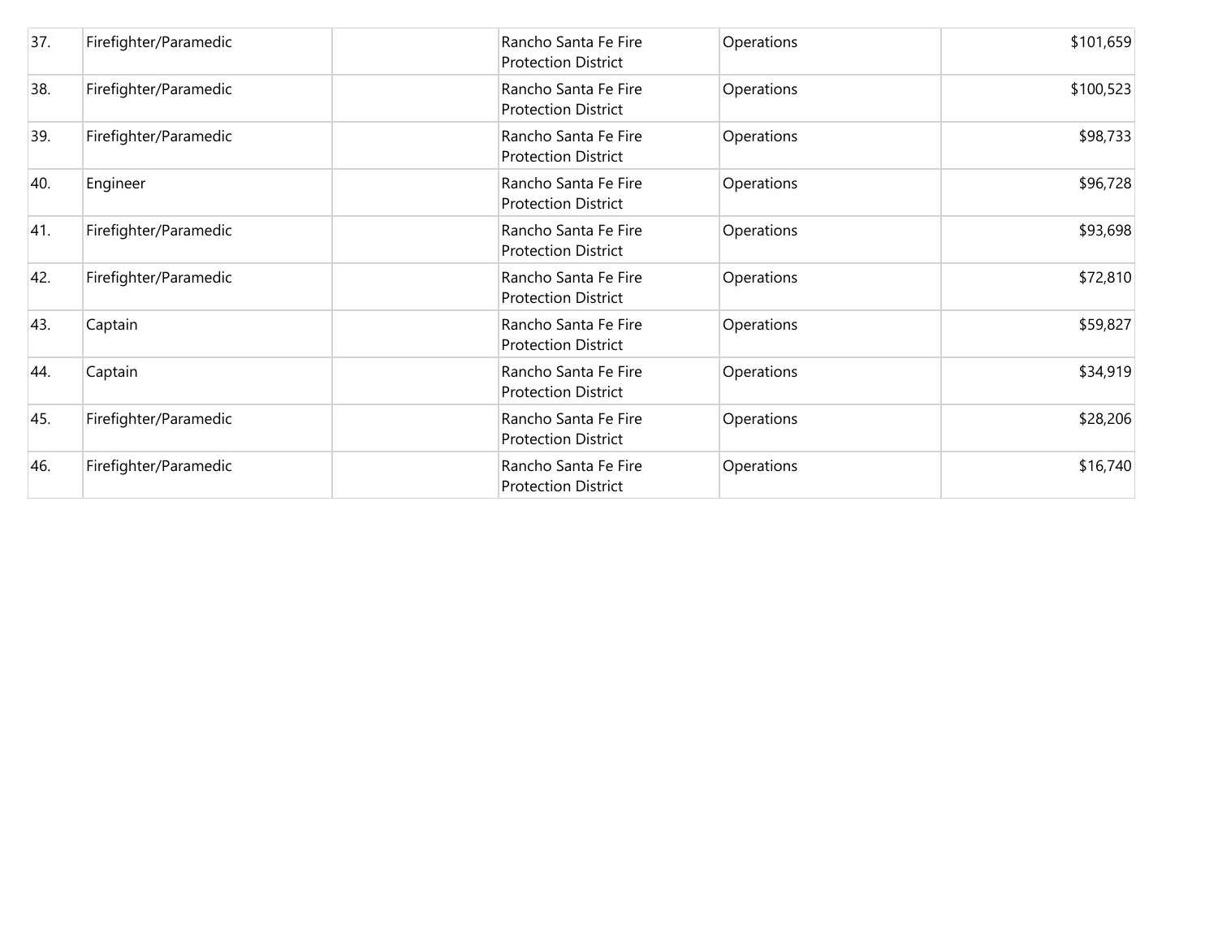| | | | | | |
|---|---|---|---|---|---|
| 37. | Firefighter/Paramedic | | Rancho Santa Fe Fire Protection District | Operations | $101,659 |
| 38. | Firefighter/Paramedic | | Rancho Santa Fe Fire Protection District | Operations | $100,523 |
| 39. | Firefighter/Paramedic | | Rancho Santa Fe Fire Protection District | Operations | $98,733 |
| 40. | Engineer | | Rancho Santa Fe Fire Protection District | Operations | $96,728 |
| 41. | Firefighter/Paramedic | | Rancho Santa Fe Fire Protection District | Operations | $93,698 |
| 42. | Firefighter/Paramedic | | Rancho Santa Fe Fire Protection District | Operations | $72,810 |
| 43. | Captain | | Rancho Santa Fe Fire Protection District | Operations | $59,827 |
| 44. | Captain | | Rancho Santa Fe Fire Protection District | Operations | $34,919 |
| 45. | Firefighter/Paramedic | | Rancho Santa Fe Fire Protection District | Operations | $28,206 |
| 46. | Firefighter/Paramedic | | Rancho Santa Fe Fire Protection District | Operations | $16,740 |